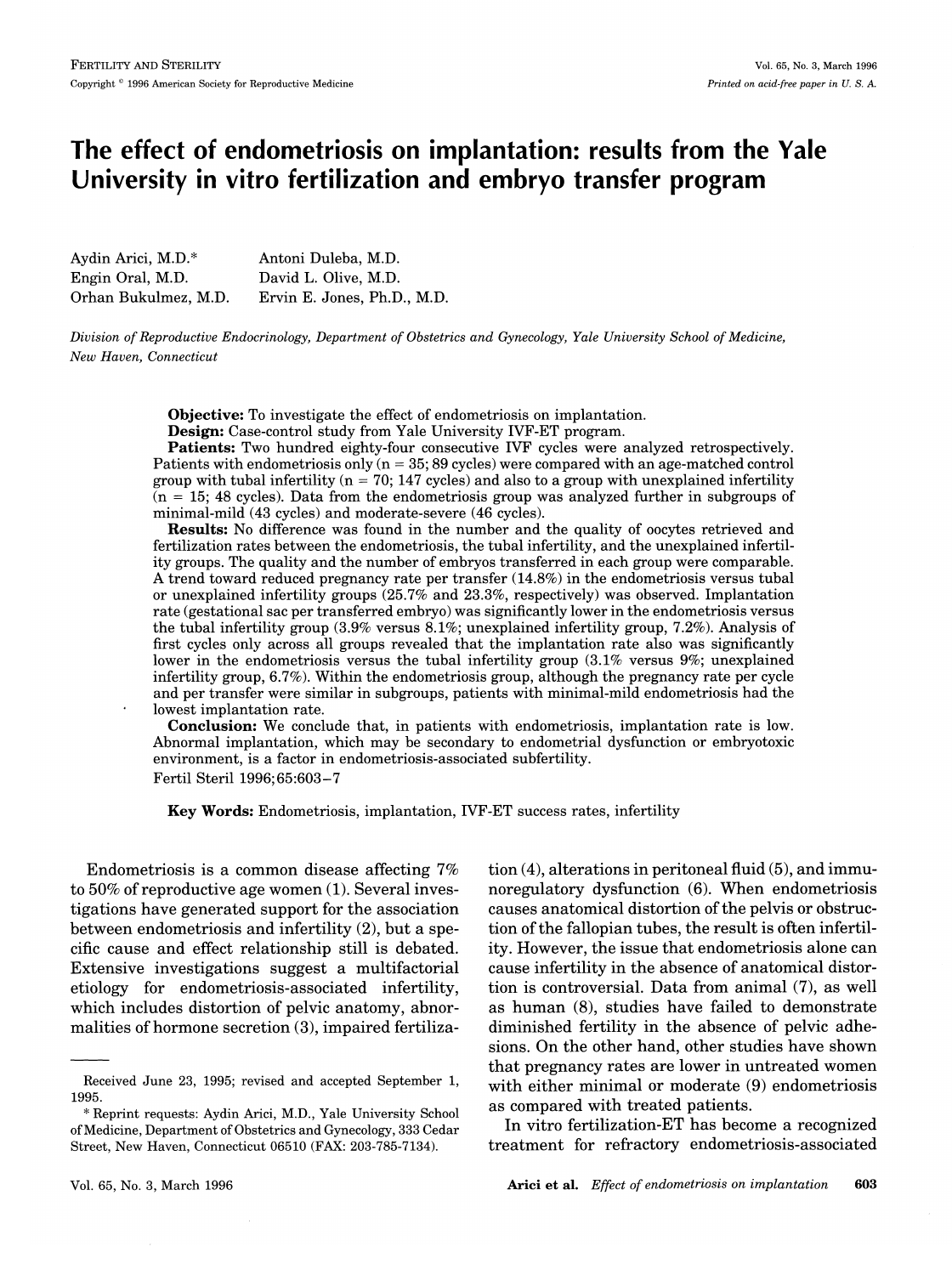# The effect of endometriosis on implantation: results from the Yale University in vitro fertilization and embryo transfer program

Aydin Arici, M.D.*
Engin Oral, M.D.
Orhan Bukulmez, M.D.
Antoni Duleba, M.D.
David L. Olive, M.D.
Ervin E. Jones, Ph.D., M.D.

*Division of Reproductive Endocrinology, Department of Obstetrics and Gynecology, Yale University School of Medicine, New Haven, Connecticut*

**Objective:** To investigate the effect of endometriosis on implantation.

**Design:** Case-control study from Yale University IVF-ET program.

**Patients:** Two hundred eighty-four consecutive IVF cycles were analyzed retrospectively. Patients with endometriosis only (n = 35; 89 cycles) were compared with an age-matched control group with tubal infertility (n = 70; 147 cycles) and also to a group with unexplained infertility (n = 15; 48 cycles). Data from the endometriosis group was analyzed further in subgroups of minimal-mild (43 cycles) and moderate-severe (46 cycles).

**Results:** No difference was found in the number and the quality of oocytes retrieved and fertilization rates between the endometriosis, the tubal infertility, and the unexplained infertility groups. The quality and the number of embryos transferred in each group were comparable. A trend toward reduced pregnancy rate per transfer (14.8%) in the endometriosis versus tubal or unexplained infertility groups (25.7% and 23.3%, respectively) was observed. Implantation rate (gestational sac per transferred embryo) was significantly lower in the endometriosis versus the tubal infertility group (3.9% versus 8.1%; unexplained infertility group, 7.2%). Analysis of first cycles only across all groups revealed that the implantation rate also was significantly lower in the endometriosis versus the tubal infertility group (3.1% versus 9%; unexplained infertility group, 6.7%). Within the endometriosis group, although the pregnancy rate per cycle and per transfer were similar in subgroups, patients with minimal-mild endometriosis had the lowest implantation rate.

**Conclusion:** We conclude that, in patients with endometriosis, implantation rate is low. Abnormal implantation, which may be secondary to endometrial dysfunction or embryotoxic environment, is a factor in endometriosis-associated subfertility.

Fertil Steril 1996;65:603–7

**Key Words:** Endometriosis, implantation, IVF-ET success rates, infertility

Endometriosis is a common disease affecting 7% to 50% of reproductive age women (1). Several investigations have generated support for the association between endometriosis and infertility (2), but a specific cause and effect relationship still is debated. Extensive investigations suggest a multifactorial etiology for endometriosis-associated infertility, which includes distortion of pelvic anatomy, abnormalities of hormone secretion (3), impaired fertilization (4), alterations in peritoneal fluid (5), and immunoregulatory dysfunction (6). When endometriosis causes anatomical distortion of the pelvis or obstruction of the fallopian tubes, the result is often infertility. However, the issue that endometriosis alone can cause infertility in the absence of anatomical distortion is controversial. Data from animal (7), as well as human (8), studies have failed to demonstrate diminished fertility in the absence of pelvic adhesions. On the other hand, other studies have shown that pregnancy rates are lower in untreated women with either minimal or moderate (9) endometriosis as compared with treated patients.

In vitro fertilization-ET has become a recognized treatment for refractory endometriosis-associated

---

Received June 23, 1995; revised and accepted September 1, 1995.

* Reprint requests: Aydin Arici, M.D., Yale University School of Medicine, Department of Obstetrics and Gynecology, 333 Cedar Street, New Haven, Connecticut 06510 (FAX: 203-785-7134).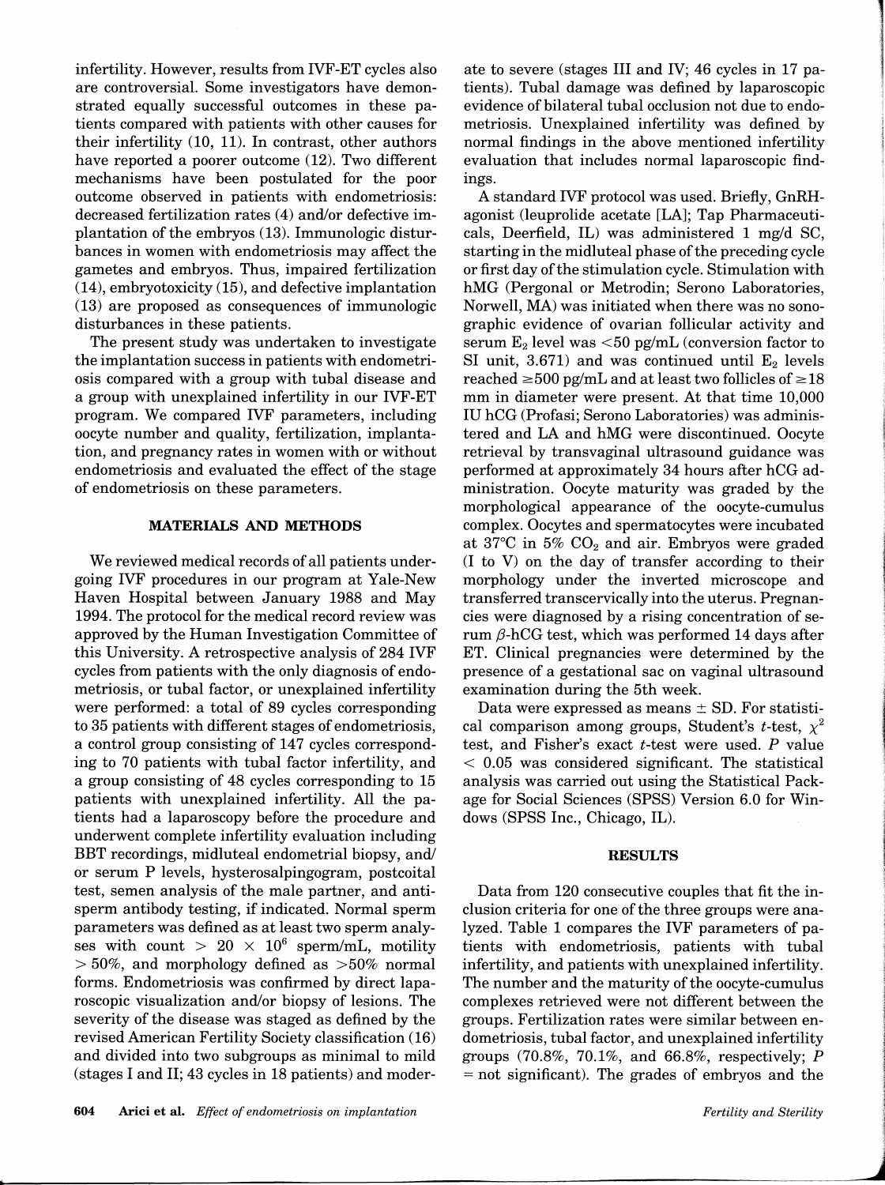infertility. However, results from IVF-ET cycles also are controversial. Some investigators have demonstrated equally successful outcomes in these patients compared with patients with other causes for their infertility (10, 11). In contrast, other authors have reported a poorer outcome (12). Two different mechanisms have been postulated for the poor outcome observed in patients with endometriosis: decreased fertilization rates (4) and/or defective implantation of the embryos (13). Immunologic disturbances in women with endometriosis may affect the gametes and embryos. Thus, impaired fertilization (14), embryotoxicity (15), and defective implantation (13) are proposed as consequences of immunologic disturbances in these patients.

The present study was undertaken to investigate the implantation success in patients with endometriosis compared with a group with tubal disease and a group with unexplained infertility in our IVF-ET program. We compared IVF parameters, including oocyte number and quality, fertilization, implantation, and pregnancy rates in women with or without endometriosis and evaluated the effect of the stage of endometriosis on these parameters.

## MATERIALS AND METHODS

We reviewed medical records of all patients undergoing IVF procedures in our program at Yale-New Haven Hospital between January 1988 and May 1994. The protocol for the medical record review was approved by the Human Investigation Committee of this University. A retrospective analysis of 284 IVF cycles from patients with the only diagnosis of endometriosis, or tubal factor, or unexplained infertility were performed: a total of 89 cycles corresponding to 35 patients with different stages of endometriosis, a control group consisting of 147 cycles corresponding to 70 patients with tubal factor infertility, and a group consisting of 48 cycles corresponding to 15 patients with unexplained infertility. All the patients had a laparoscopy before the procedure and underwent complete infertility evaluation including BBT recordings, midluteal endometrial biopsy, and/or serum P levels, hysterosalpingogram, postcoital test, semen analysis of the male partner, and antisperm antibody testing, if indicated. Normal sperm parameters was defined as at least two sperm analyses with count $> 20 \times 10^6$ sperm/mL, motility $> 50\%$, and morphology defined as $>50\%$ normal forms. Endometriosis was confirmed by direct laparoscopic visualization and/or biopsy of lesions. The severity of the disease was staged as defined by the revised American Fertility Society classification (16) and divided into two subgroups as minimal to mild (stages I and II; 43 cycles in 18 patients) and moderate to severe (stages III and IV; 46 cycles in 17 patients). Tubal damage was defined by laparoscopic evidence of bilateral tubal occlusion not due to endometriosis. Unexplained infertility was defined by normal findings in the above mentioned infertility evaluation that includes normal laparoscopic findings.

A standard IVF protocol was used. Briefly, GnRH-agonist (leuprolide acetate [LA]; Tap Pharmaceuticals, Deerfield, IL) was administered 1 mg/d SC, starting in the midluteal phase of the preceding cycle or first day of the stimulation cycle. Stimulation with hMG (Pergonal or Metrodin; Serono Laboratories, Norwell, MA) was initiated when there was no sonographic evidence of ovarian follicular activity and serum $E_2$ level was $<50$ pg/mL (conversion factor to SI unit, 3.671) and was continued until $E_2$ levels reached $\geq 500$ pg/mL and at least two follicles of $\geq 18$ mm in diameter were present. At that time 10,000 IU hCG (Profasi; Serono Laboratories) was administered and LA and hMG were discontinued. Oocyte retrieval by transvaginal ultrasound guidance was performed at approximately 34 hours after hCG administration. Oocyte maturity was graded by the morphological appearance of the oocyte-cumulus complex. Oocytes and spermatocytes were incubated at 37°C in 5% $CO_2$ and air. Embryos were graded (I to V) on the day of transfer according to their morphology under the inverted microscope and transferred transcervically into the uterus. Pregnancies were diagnosed by a rising concentration of serum $\beta$-hCG test, which was performed 14 days after ET. Clinical pregnancies were determined by the presence of a gestational sac on vaginal ultrasound examination during the 5th week.

Data were expressed as means $\pm$ SD. For statistical comparison among groups, Student's $t$-test, $\chi^2$ test, and Fisher's exact $t$-test were used. $P$ value $< 0.05$ was considered significant. The statistical analysis was carried out using the Statistical Package for Social Sciences (SPSS) Version 6.0 for Windows (SPSS Inc., Chicago, IL).

## RESULTS

Data from 120 consecutive couples that fit the inclusion criteria for one of the three groups were analyzed. Table 1 compares the IVF parameters of patients with endometriosis, patients with tubal infertility, and patients with unexplained infertility. The number and the maturity of the oocyte-cumulus complexes retrieved were not different between the groups. Fertilization rates were similar between endometriosis, tubal factor, and unexplained infertility groups (70.8%, 70.1%, and 66.8%, respectively; $P$ = not significant). The grades of embryos and the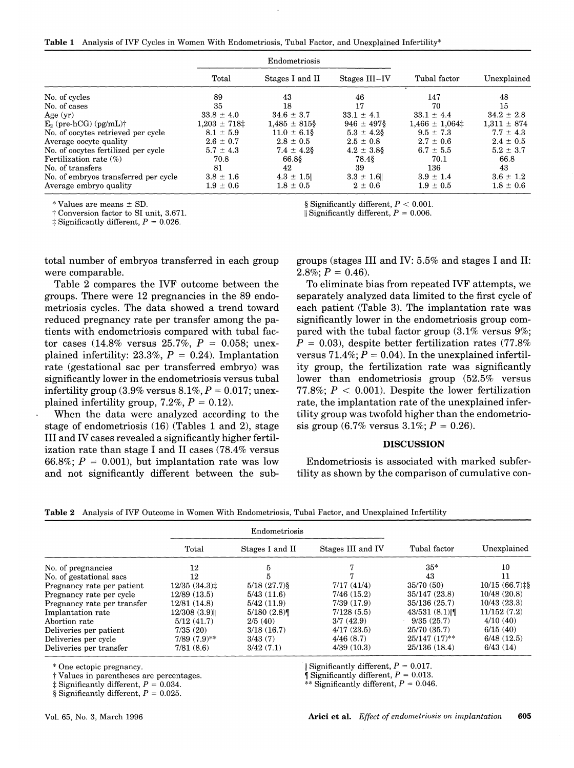**Table 1** Analysis of IVF Cycles in Women With Endometriosis, Tubal Factor, and Unexplained Infertility*

| | Endometriosis | | | | |
|---|---|---|---|---|---|
| | Total | Stages I and II | Stages III–IV | Tubal factor | Unexplained |
| No. of cycles | 89 | 43 | 46 | 147 | 48 |
| No. of cases | 35 | 18 | 17 | 70 | 15 |
| Age (yr) | 33.8 ± 4.0 | 34.6 ± 3.7 | 33.1 ± 4.1 | 33.1 ± 4.4 | 34.2 ± 2.8 |
| $E_2$ (pre-hCG) (pg/mL)† | 1,203 ± 718‡ | 1,485 ± 815§ | 946 ± 497§ | 1,466 ± 1,064‡ | 1,311 ± 874 |
| No. of oocytes retrieved per cycle | 8.1 ± 5.9 | 11.0 ± 6.1§ | 5.3 ± 4.2§ | 9.5 ± 7.3 | 7.7 ± 4.3 |
| Average oocyte quality | 2.6 ± 0.7 | 2.8 ± 0.5 | 2.5 ± 0.8 | 2.7 ± 0.6 | 2.4 ± 0.5 |
| No. of oocytes fertilized per cycle | 5.7 ± 4.3 | 7.4 ± 4.2§ | 4.2 ± 3.8§ | 6.7 ± 5.5 | 5.2 ± 3.7 |
| Fertilization rate (%) | 70.8 | 66.8§ | 78.4§ | 70.1 | 66.8 |
| No. of transfers | 81 | 42 | 39 | 136 | 43 |
| No. of embryos transferred per cycle | 3.8 ± 1.6 | 4.3 ± 1.5‖ | 3.3 ± 1.6‖ | 3.9 ± 1.4 | 3.6 ± 1.2 |
| Average embryo quality | 1.9 ± 0.6 | 1.8 ± 0.5 | 2 ± 0.6 | 1.9 ± 0.5 | 1.8 ± 0.6 |

\* Values are means ± SD.
† Conversion factor to SI unit, 3.671.
‡ Significantly different, $P = 0.026$.
§ Significantly different, $P < 0.001$.
‖ Significantly different, $P = 0.006$.

total number of embryos transferred in each group were comparable.

Table 2 compares the IVF outcome between the groups. There were 12 pregnancies in the 89 endometriosis cycles. The data showed a trend toward reduced pregnancy rate per transfer among the patients with endometriosis compared with tubal factor cases (14.8% versus 25.7%, $P = 0.058$; unexplained infertility: 23.3%, $P = 0.24$). Implantation rate (gestational sac per transferred embryo) was significantly lower in the endometriosis versus tubal infertility group (3.9% versus 8.1%, $P = 0.017$; unexplained infertility group, 7.2%, $P = 0.12$).

When the data were analyzed according to the stage of endometriosis (16) (Tables 1 and 2), stage III and IV cases revealed a significantly higher fertilization rate than stage I and II cases (78.4% versus 66.8%; $P = 0.001$), but implantation rate was low and not significantly different between the subgroups (stages III and IV: 5.5% and stages I and II: 2.8%; $P = 0.46$).

To eliminate bias from repeated IVF attempts, we separately analyzed data limited to the first cycle of each patient (Table 3). The implantation rate was significantly lower in the endometriosis group compared with the tubal factor group (3.1% versus 9%; $P = 0.03$), despite better fertilization rates (77.8% versus 71.4%; $P = 0.04$). In the unexplained infertility group, the fertilization rate was significantly lower than endometriosis group (52.5% versus 77.8%; $P < 0.001$). Despite the lower fertilization rate, the implantation rate of the unexplained infertility group was twofold higher than the endometriosis group (6.7% versus 3.1%; $P = 0.26$).

## DISCUSSION

Endometriosis is associated with marked subfertility as shown by the comparison of cumulative con-

**Table 2** Analysis of IVF Outcome in Women With Endometriosis, Tubal Factor, and Unexplained Infertility

| | Endometriosis | | | | |
|---|---|---|---|---|---|
| | Total | Stages I and II | Stages III and IV | Tubal factor | Unexplained |
| No. of pregnancies | 12 | 5 | 7 | 35* | 10 |
| No. of gestational sacs | 12 | 5 | 7 | 43 | 11 |
| Pregnancy rate per patient | 12/35 (34.3)‡ | 5/18 (27.7)§ | 7/17 (41/4) | 35/70 (50) | 10/15 (66.7)‡§ |
| Pregnancy rate per cycle | 12/89 (13.5) | 5/43 (11.6) | 7/46 (15.2) | 35/147 (23.8) | 10/48 (20.8) |
| Pregnancy rate per transfer | 12/81 (14.8) | 5/42 (11.9) | 7/39 (17.9) | 35/136 (25.7) | 10/43 (23.3) |
| Implantation rate | 12/308 (3.9)‖ | 5/180 (2.8)¶ | 7/128 (5.5) | 43/531 (8.1)‖¶ | 11/152 (7.2) |
| Abortion rate | 5/12 (41.7) | 2/5 (40) | 3/7 (42.9) | 9/35 (25.7) | 4/10 (40) |
| Deliveries per patient | 7/35 (20) | 3/18 (16.7) | 4/17 (23.5) | 25/70 (35.7) | 6/15 (40) |
| Deliveries per cycle | 7/89 (7.9)** | 3/43 (7) | 4/46 (8.7) | 25/147 (17)** | 6/48 (12.5) |
| Deliveries per transfer | 7/81 (8.6) | 3/42 (7.1) | 4/39 (10.3) | 25/136 (18.4) | 6/43 (14) |

\* One ectopic pregnancy.
† Values in parentheses are percentages.
‡ Significantly different, $P = 0.034$.
§ Significantly different, $P = 0.025$.
‖ Significantly different, $P = 0.017$.
¶ Significantly different, $P = 0.013$.
\*\* Significantly different, $P = 0.046$.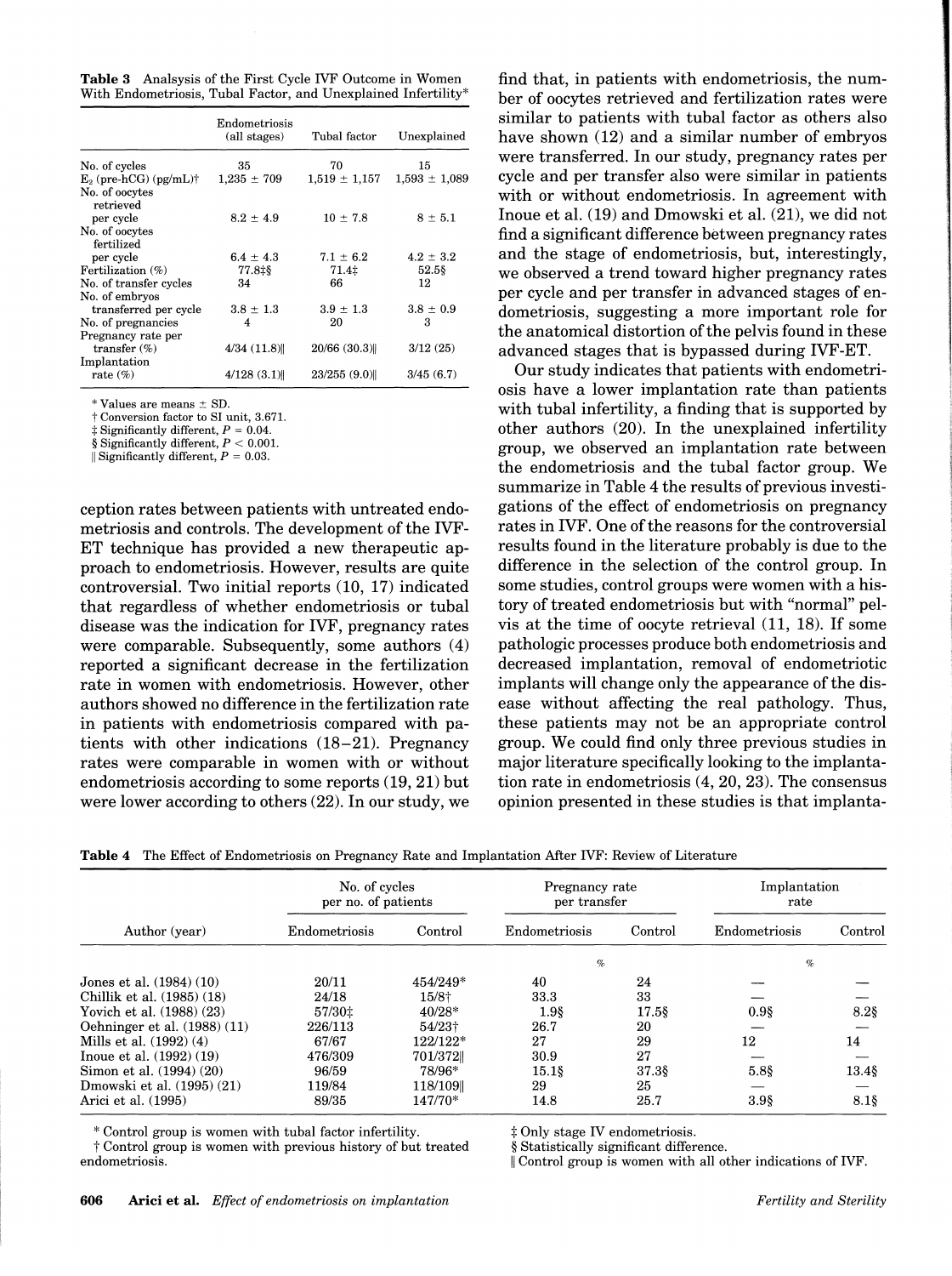**Table 3** Analsysis of the First Cycle IVF Outcome in Women With Endometriosis, Tubal Factor, and Unexplained Infertility*

| | Endometriosis (all stages) | Tubal factor | Unexplained |
|---|---|---|---|
| No. of cycles | 35 | 70 | 15 |
| $E_2$ (pre-hCG) (pg/mL)† | 1,235 ± 709 | 1,519 ± 1,157 | 1,593 ± 1,089 |
| No. of oocytes retrieved per cycle | 8.2 ± 4.9 | 10 ± 7.8 | 8 ± 5.1 |
| No. of oocytes fertilized per cycle | 6.4 ± 4.3 | 7.1 ± 6.2 | 4.2 ± 3.2 |
| Fertilization (%) | 77.8‡§ | 71.4‡ | 52.5§ |
| No. of transfer cycles | 34 | 66 | 12 |
| No. of embryos transferred per cycle | 3.8 ± 1.3 | 3.9 ± 1.3 | 3.8 ± 0.9 |
| No. of pregnancies | 4 | 20 | 3 |
| Pregnancy rate per transfer (%) | 4/34 (11.8)‖ | 20/66 (30.3)‖ | 3/12 (25) |
| Implantation rate (%) | 4/128 (3.1)‖ | 23/255 (9.0)‖ | 3/45 (6.7) |

\* Values are means ± SD.
† Conversion factor to SI unit, 3.671.
‡ Significantly different, $P = 0.04$.
§ Significantly different, $P < 0.001$.
‖ Significantly different, $P = 0.03$.

ception rates between patients with untreated endometriosis and controls. The development of the IVF-ET technique has provided a new therapeutic approach to endometriosis. However, results are quite controversial. Two initial reports (10, 17) indicated that regardless of whether endometriosis or tubal disease was the indication for IVF, pregnancy rates were comparable. Subsequently, some authors (4) reported a significant decrease in the fertilization rate in women with endometriosis. However, other authors showed no difference in the fertilization rate in patients with endometriosis compared with patients with other indications (18–21). Pregnancy rates were comparable in women with or without endometriosis according to some reports (19, 21) but were lower according to others (22). In our study, we find that, in patients with endometriosis, the number of oocytes retrieved and fertilization rates were similar to patients with tubal factor as others also have shown (12) and a similar number of embryos were transferred. In our study, pregnancy rates per cycle and per transfer also were similar in patients with or without endometriosis. In agreement with Inoue et al. (19) and Dmowski et al. (21), we did not find a significant difference between pregnancy rates and the stage of endometriosis, but, interestingly, we observed a trend toward higher pregnancy rates per cycle and per transfer in advanced stages of endometriosis, suggesting a more important role for the anatomical distortion of the pelvis found in these advanced stages that is bypassed during IVF-ET.

Our study indicates that patients with endometriosis have a lower implantation rate than patients with tubal infertility, a finding that is supported by other authors (20). In the unexplained infertility group, we observed an implantation rate between the endometriosis and the tubal factor group. We summarize in Table 4 the results of previous investigations of the effect of endometriosis on pregnancy rates in IVF. One of the reasons for the controversial results found in the literature probably is due to the difference in the selection of the control group. In some studies, control groups were women with a history of treated endometriosis but with "normal" pelvis at the time of oocyte retrieval (11, 18). If some pathologic processes produce both endometriosis and decreased implantation, removal of endometriotic implants will change only the appearance of the disease without affecting the real pathology. Thus, these patients may not be an appropriate control group. We could find only three previous studies in major literature specifically looking to the implantation rate in endometriosis (4, 20, 23). The consensus opinion presented in these studies is that implanta-

**Table 4** The Effect of Endometriosis on Pregnancy Rate and Implantation After IVF: Review of Literature

| | No. of cycles per no. of patients | | Pregnancy rate per transfer | | Implantation rate | |
|---|---|---|---|---|---|---|
| Author (year) | Endometriosis | Control | Endometriosis | Control | Endometriosis | Control |
| | | | % | | % | |
| Jones et al. (1984) (10) | 20/11 | 454/249* | 40 | 24 | — | — |
| Chillik et al. (1985) (18) | 24/18 | 15/8† | 33.3 | 33 | — | — |
| Yovich et al. (1988) (23) | 57/30‡ | 40/28* | 1.9§ | 17.5§ | 0.9§ | 8.2§ |
| Oehninger et al. (1988) (11) | 226/113 | 54/23† | 26.7 | 20 | — | — |
| Mills et al. (1992) (4) | 67/67 | 122/122* | 27 | 29 | 12 | 14 |
| Inoue et al. (1992) (19) | 476/309 | 701/372‖ | 30.9 | 27 | — | — |
| Simon et al. (1994) (20) | 96/59 | 78/96* | 15.1§ | 37.3§ | 5.8§ | 13.4§ |
| Dmowski et al. (1995) (21) | 119/84 | 118/109‖ | 29 | 25 | — | — |
| Arici et al. (1995) | 89/35 | 147/70* | 14.8 | 25.7 | 3.9§ | 8.1§ |

\* Control group is women with tubal factor infertility.
† Control group is women with previous history of but treated endometriosis.
‡ Only stage IV endometriosis.
§ Statistically significant difference.
‖ Control group is women with all other indications of IVF.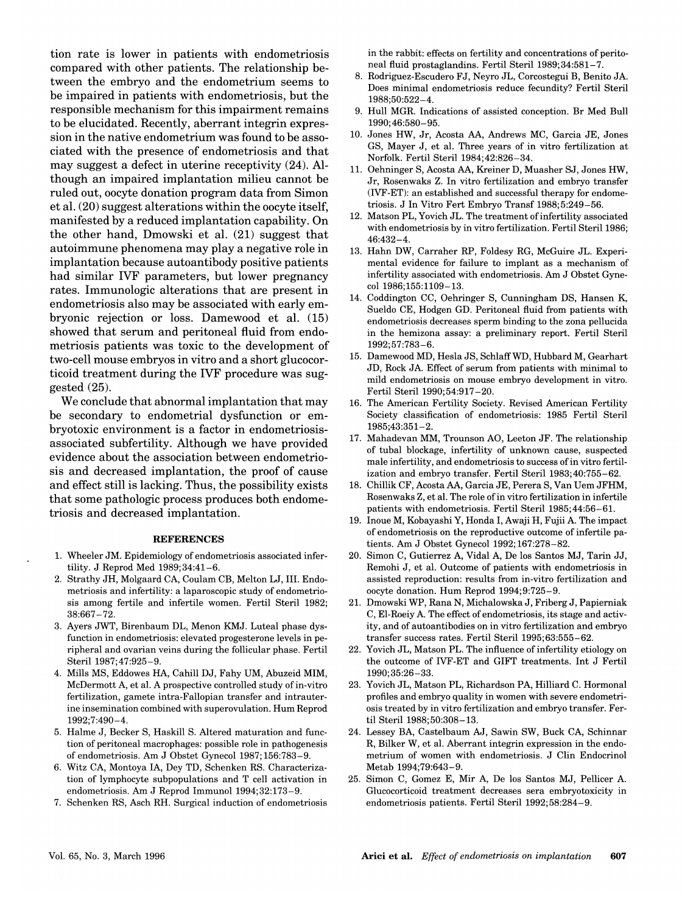tion rate is lower in patients with endometriosis compared with other patients. The relationship between the embryo and the endometrium seems to be impaired in patients with endometriosis, but the responsible mechanism for this impairment remains to be elucidated. Recently, aberrant integrin expression in the native endometrium was found to be associated with the presence of endometriosis and that may suggest a defect in uterine receptivity (24). Although an impaired implantation milieu cannot be ruled out, oocyte donation program data from Simon et al. (20) suggest alterations within the oocyte itself, manifested by a reduced implantation capability. On the other hand, Dmowski et al. (21) suggest that autoimmune phenomena may play a negative role in implantation because autoantibody positive patients had similar IVF parameters, but lower pregnancy rates. Immunologic alterations that are present in endometriosis also may be associated with early embryonic rejection or loss. Damewood et al. (15) showed that serum and peritoneal fluid from endometriosis patients was toxic to the development of two-cell mouse embryos in vitro and a short glucocorticoid treatment during the IVF procedure was suggested (25).

We conclude that abnormal implantation that may be secondary to endometrial dysfunction or embryotoxic environment is a factor in endometriosis-associated subfertility. Although we have provided evidence about the association between endometriosis and decreased implantation, the proof of cause and effect still is lacking. Thus, the possibility exists that some pathologic process produces both endometriosis and decreased implantation.

## REFERENCES

1. Wheeler JM. Epidemiology of endometriosis associated infertility. J Reprod Med 1989;34:41–6.
2. Strathy JH, Molgaard CA, Coulam CB, Melton LJ, III. Endometriosis and infertility: a laparoscopic study of endometriosis among fertile and infertile women. Fertil Steril 1982; 38:667–72.
3. Ayers JWT, Birenbaum DL, Menon KMJ. Luteal phase dysfunction in endometriosis: elevated progesterone levels in peripheral and ovarian veins during the follicular phase. Fertil Steril 1987;47:925–9.
4. Mills MS, Eddowes HA, Cahill DJ, Fahy UM, Abuzeid MIM, McDermott A, et al. A prospective controlled study of in-vitro fertilization, gamete intra-Fallopian transfer and intrauterine insemination combined with superovulation. Hum Reprod 1992;7:490–4.
5. Halme J, Becker S, Haskill S. Altered maturation and function of peritoneal macrophages: possible role in pathogenesis of endometriosis. Am J Obstet Gynecol 1987;156:783–9.
6. Witz CA, Montoya IA, Dey TD, Schenken RS. Characterization of lymphocyte subpopulations and T cell activation in endometriosis. Am J Reprod Immunol 1994;32:173–9.
7. Schenken RS, Asch RH. Surgical induction of endometriosis in the rabbit: effects on fertility and concentrations of peritoneal fluid prostaglandins. Fertil Steril 1989;34:581–7.
8. Rodriguez-Escudero FJ, Neyro JL, Corcostegui B, Benito JA. Does minimal endometriosis reduce fecundity? Fertil Steril 1988;50:522–4.
9. Hull MGR. Indications of assisted conception. Br Med Bull 1990;46:580–95.
10. Jones HW, Jr, Acosta AA, Andrews MC, Garcia JE, Jones GS, Mayer J, et al. Three years of in vitro fertilization at Norfolk. Fertil Steril 1984;42:826–34.
11. Oehninger S, Acosta AA, Kreiner D, Muasher SJ, Jones HW, Jr, Rosenwaks Z. In vitro fertilization and embryo transfer (IVF-ET): an established and successful therapy for endometriosis. J In Vitro Fert Embryo Transf 1988;5:249–56.
12. Matson PL, Yovich JL. The treatment of infertility associated with endometriosis by in vitro fertilization. Fertil Steril 1986; 46:432–4.
13. Hahn DW, Carraher RP, Foldesy RG, McGuire JL. Experimental evidence for failure to implant as a mechanism of infertility associated with endometriosis. Am J Obstet Gynecol 1986;155:1109–13.
14. Coddington CC, Oehringer S, Cunningham DS, Hansen K, Sueldo CE, Hodgen GD. Peritoneal fluid from patients with endometriosis decreases sperm binding to the zona pellucida in the hemizona assay: a preliminary report. Fertil Steril 1992;57:783–6.
15. Damewood MD, Hesla JS, Schlaff WD, Hubbard M, Gearhart JD, Rock JA. Effect of serum from patients with minimal to mild endometriosis on mouse embryo development in vitro. Fertil Steril 1990;54:917–20.
16. The American Fertility Society. Revised American Fertility Society classification of endometriosis: 1985 Fertil Steril 1985;43:351–2.
17. Mahadevan MM, Trounson AO, Leeton JF. The relationship of tubal blockage, infertility of unknown cause, suspected male infertility, and endometriosis to success of in vitro fertilization and embryo transfer. Fertil Steril 1983;40:755–62.
18. Chillik CF, Acosta AA, Garcia JE, Perera S, Van Uem JFHM, Rosenwaks Z, et al. The role of in vitro fertilization in infertile patients with endometriosis. Fertil Steril 1985;44:56–61.
19. Inoue M, Kobayashi Y, Honda I, Awaji H, Fujii A. The impact of endometriosis on the reproductive outcome of infertile patients. Am J Obstet Gynecol 1992;167:278–82.
20. Simon C, Gutierrez A, Vidal A, De los Santos MJ, Tarin JJ, Remohi J, et al. Outcome of patients with endometriosis in assisted reproduction: results from in-vitro fertilization and oocyte donation. Hum Reprod 1994;9:725–9.
21. Dmowski WP, Rana N, Michalowska J, Friberg J, Papierniak C, El-Roeiy A. The effect of endometriosis, its stage and activity, and of autoantibodies on in vitro fertilization and embryo transfer success rates. Fertil Steril 1995;63:555–62.
22. Yovich JL, Matson PL. The influence of infertility etiology on the outcome of IVF-ET and GIFT treatments. Int J Fertil 1990;35:26–33.
23. Yovich JL, Matson PL, Richardson PA, Hilliard C. Hormonal profiles and embryo quality in women with severe endometriosis treated by in vitro fertilization and embryo transfer. Fertil Steril 1988;50:308–13.
24. Lessey BA, Castelbaum AJ, Sawin SW, Buck CA, Schinnar R, Bilker W, et al. Aberrant integrin expression in the endometrium of women with endometriosis. J Clin Endocrinol Metab 1994;79:643–9.
25. Simon C, Gomez E, Mir A, De los Santos MJ, Pellicer A. Glucocorticoid treatment decreases sera embryotoxicity in endometriosis patients. Fertil Steril 1992;58:284–9.